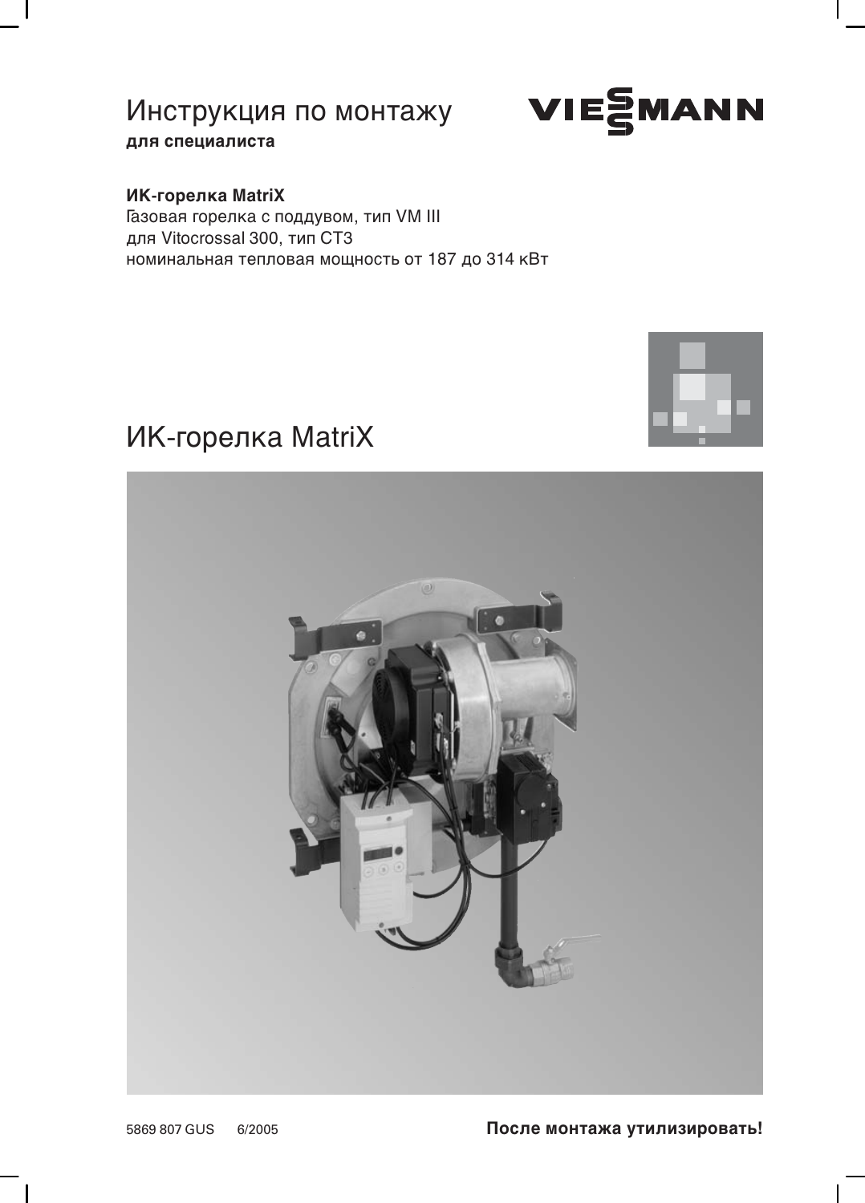# Инструкция по монтажу

**для специалиста**

VIESMANN

**ИК-горелка MatriX**
Газовая горелка с поддувом, тип VM III
для Vitocrossal 300, тип СТ3
номинальная тепловая мощность от 187 до 314 кВт

# ИК-горелка MatriX

5869 807 GUS 6/2005

**После монтажа утилизировать!**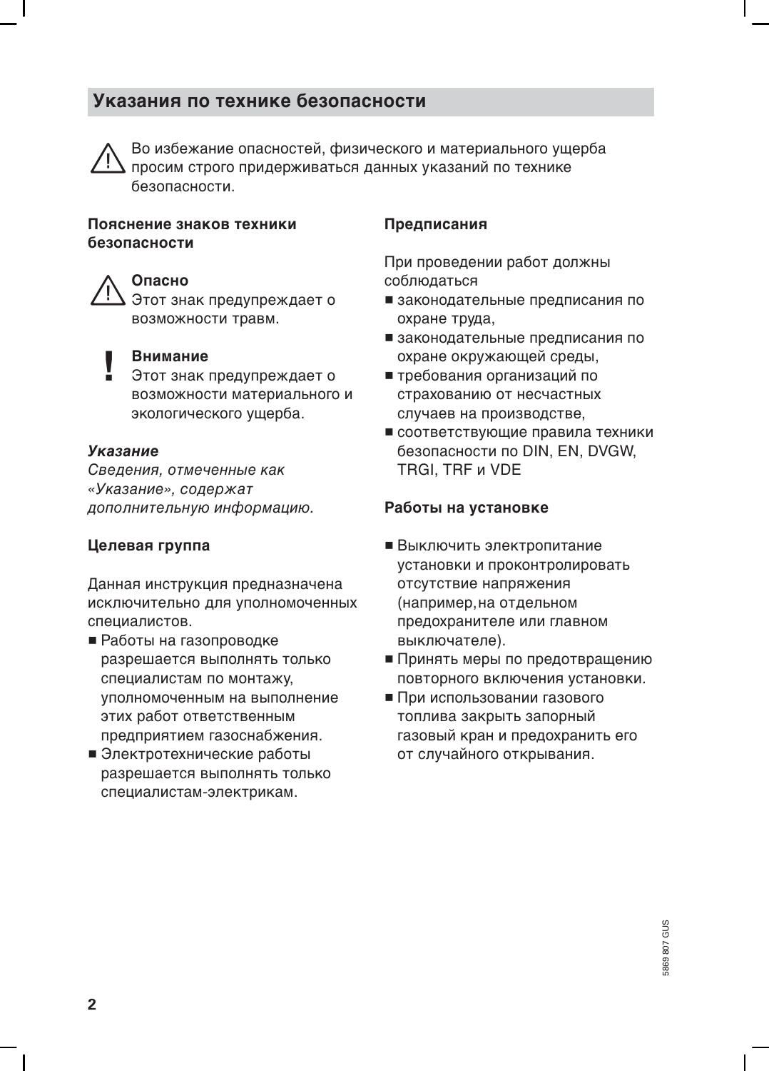## Указания по технике безопасности

⚠ Во избежание опасностей, физического и материального ущерба просим строго придерживаться данных указаний по технике безопасности.

### Пояснение знаков техники безопасности

⚠ **Опасно**
Этот знак предупреждает о возможности травм.

! **Внимание**
Этот знак предупреждает о возможности материального и экологического ущерба.

***Указание***
*Сведения, отмеченные как «Указание», содержат дополнительную информацию.*

### Целевая группа

Данная инструкция предназначена исключительно для уполномоченных специалистов.

- Работы на газопроводке разрешается выполнять только специалистам по монтажу, уполномоченным на выполнение этих работ ответственным предприятием газоснабжения.
- Электротехнические работы разрешается выполнять только специалистам-электрикам.

### Предписания

При проведении работ должны соблюдаться

- законодательные предписания по охране труда,
- законодательные предписания по охране окружающей среды,
- требования организаций по страхованию от несчастных случаев на производстве,
- соответствующие правила техники безопасности по DIN, EN, DVGW, TRGI, TRF и VDE

### Работы на установке

- Выключить электропитание установки и проконтролировать отсутствие напряжения (например, на отдельном предохранителе или главном выключателе).
- Принять меры по предотвращению повторного включения установки.
- При использовании газового топлива закрыть запорный газовый кран и предохранить его от случайного открывания.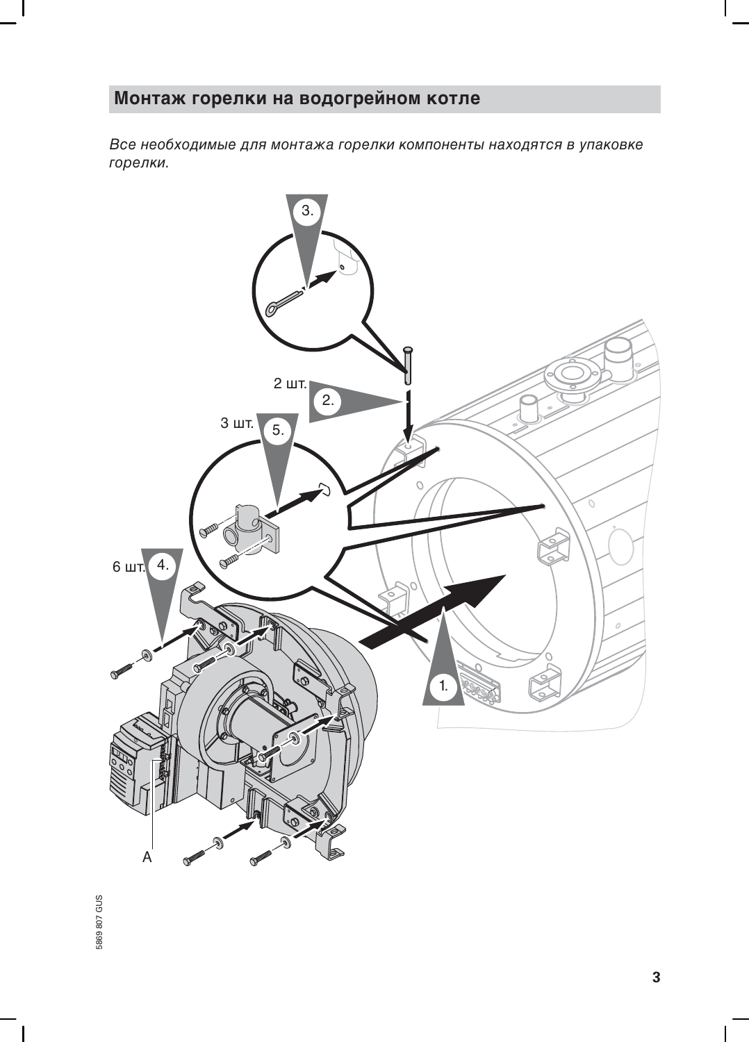## Монтаж горелки на водогрейном котле

*Все необходимые для монтажа горелки компоненты находятся в упаковке горелки.*

3.

2 шт. 2.

3 шт. 5.

6 шт. 4.

1.

A

5869 807 GUS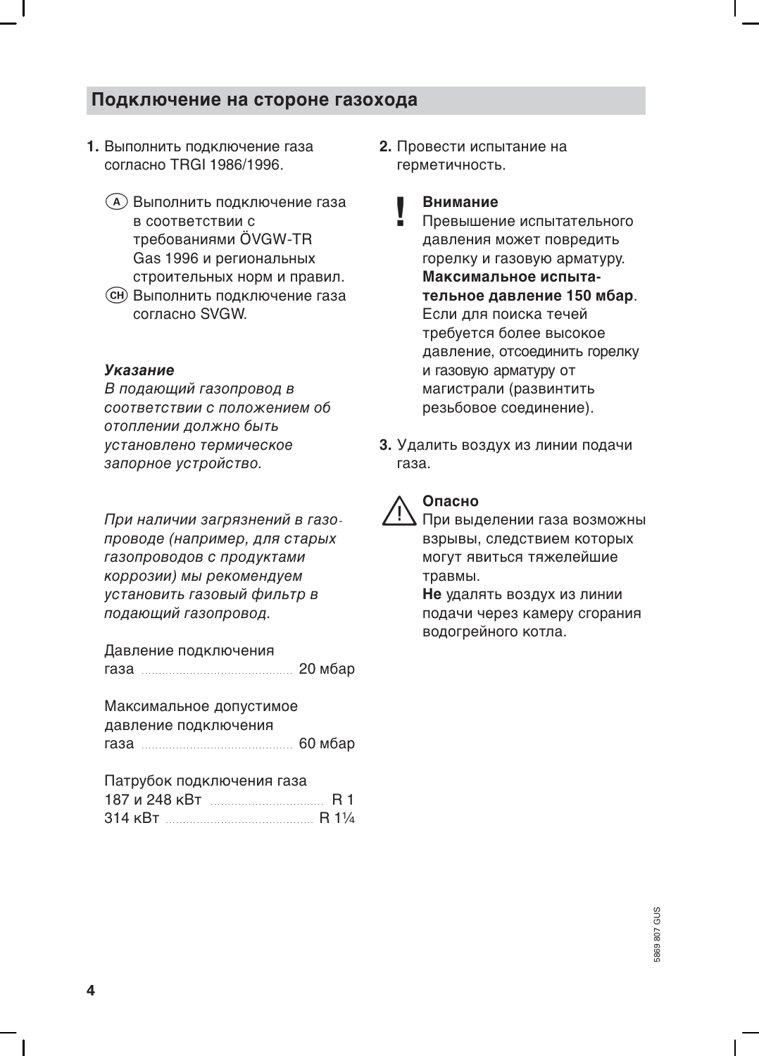## Подключение на стороне газохода

1. Выполнить подключение газа согласно TRGI 1986/1996.

   (A) Выполнить подключение газа в соответствии с требованиями ÖVGW-TR Gas 1996 и региональных строительных норм и правил.

   (CH) Выполнить подключение газа согласно SVGW.

   ***Указание***

   *В подающий газопровод в соответствии с положением об отоплении должно быть установлено термическое запорное устройство.*

   *При наличии загрязнений в газопроводе (например, для старых газопроводов с продуктами коррозии) мы рекомендуем установить газовый фильтр в подающий газопровод.*

   Давление подключения газа ........ 20 мбар

   Максимальное допустимое давление подключения газа ........ 60 мбар

   Патрубок подключения газа
   187 и 248 кВт ........ R 1
   314 кВт ........ R 1¼

2. Провести испытание на герметичность.

   **! Внимание**
   Превышение испытательного давления может повредить горелку и газовую арматуру.
   **Максимальное испытательное давление 150 мбар**.
   Если для поиска течей требуется более высокое давление, отсоединить горелку и газовую арматуру от магистрали (развинтить резьбовое соединение).

3. Удалить воздух из линии подачи газа.

   **⚠ Опасно**
   При выделении газа возможны взрывы, следствием которых могут явиться тяжелейшие травмы.
   **Не** удалять воздух из линии подачи через камеру сгорания водогрейного котла.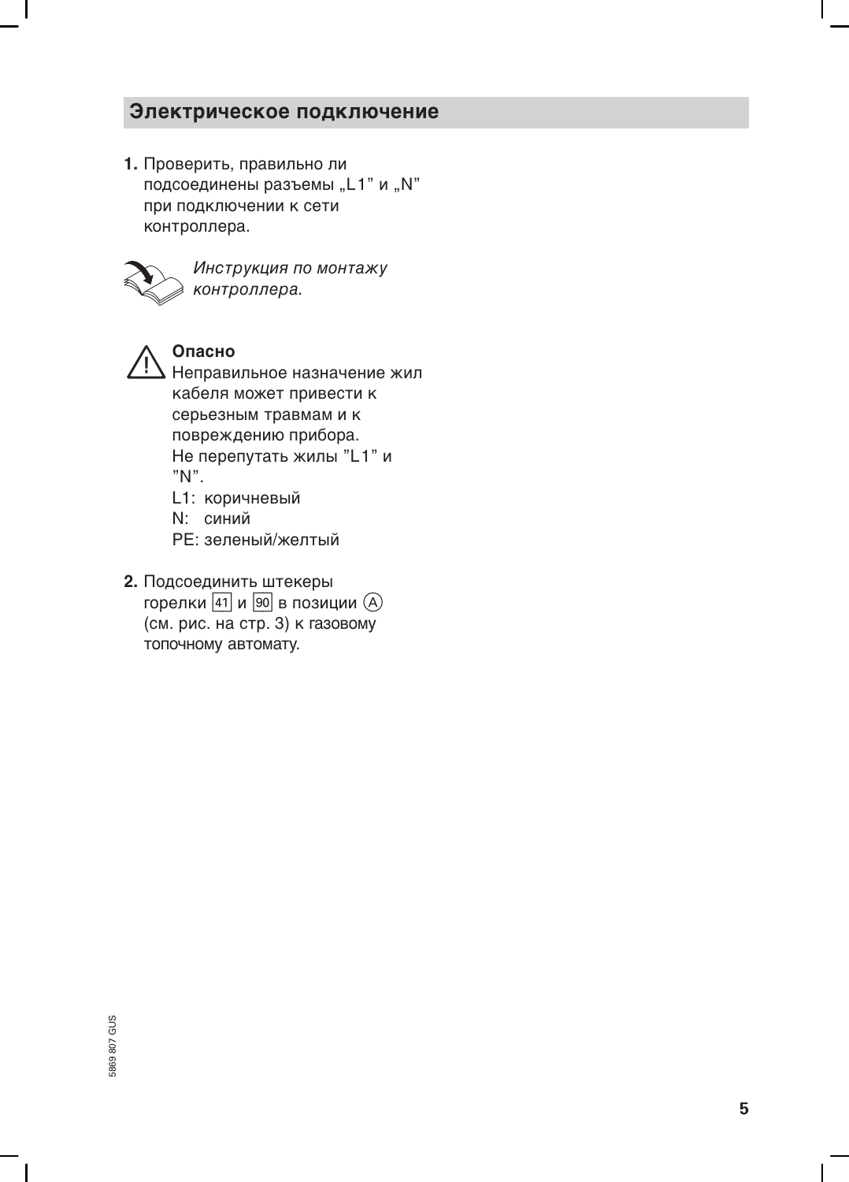## Электрическое подключение

1. Проверить, правильно ли подсоединены разъемы „L1" и „N" при подключении к сети контроллера.

   *Инструкция по монтажу контроллера.*

   **Опасно**
   Неправильное назначение жил кабеля может привести к серьезным травмам и к повреждению прибора.
   Не перепутать жилы "L1" и "N".
   L1: коричневый
   N: синий
   PE: зеленый/желтый

2. Подсоединить штекеры горелки [41] и [90] в позиции (A) (см. рис. на стр. 3) к газовому топочному автомату.

5869 807 GUS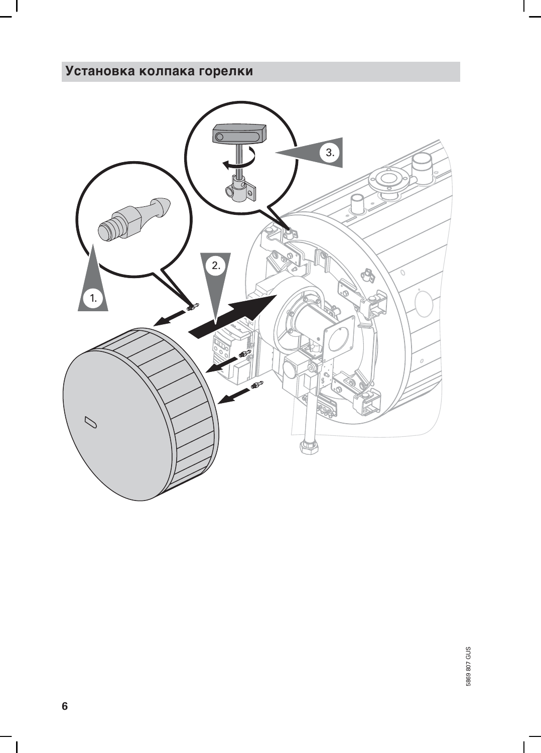## Установка колпака горелки

1.

2.

3.

5869 807 GUS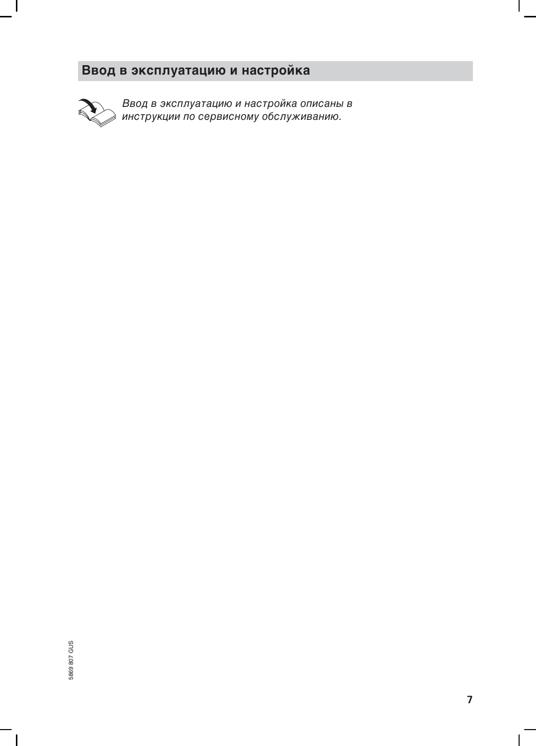# Ввод в эксплуатацию и настройка

*Ввод в эксплуатацию и настройка описаны в инструкции по сервисному обслуживанию.*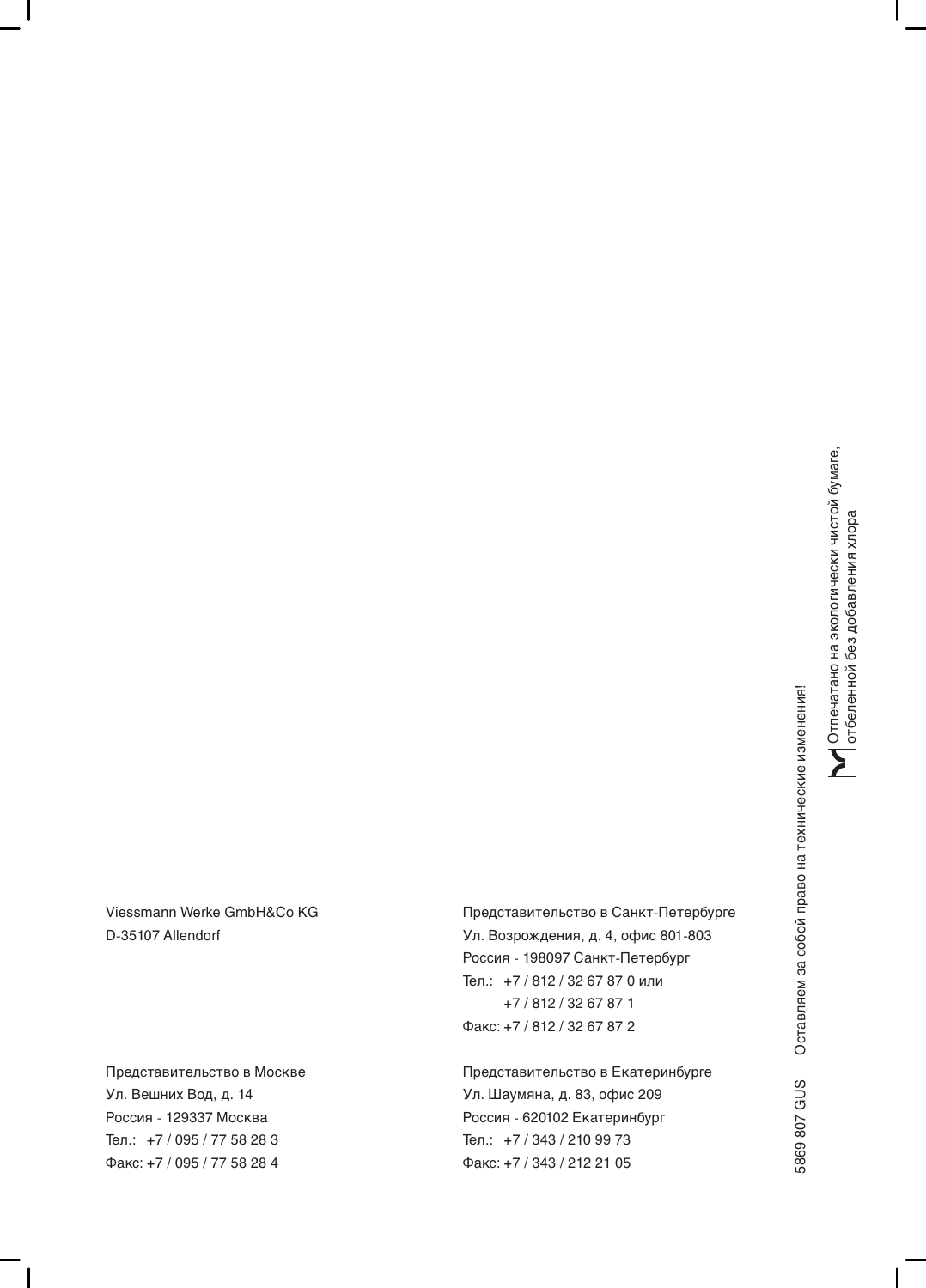Viessmann Werke GmbH&Co KG
D-35107 Allendorf

Представительство в Москве
Ул. Вешних Вод, д. 14
Россия - 129337 Москва
Тел.: +7 / 095 / 77 58 28 3
Факс: +7 / 095 / 77 58 28 4

Представительство в Санкт-Петербурге
Ул. Возрождения, д. 4, офис 801-803
Россия - 198097 Санкт-Петербург
Тел.: +7 / 812 / 32 67 87 0 или
+7 / 812 / 32 67 87 1
Факс: +7 / 812 / 32 67 87 2

Представительство в Екатеринбурге
Ул. Шаумяна, д. 83, офис 209
Россия - 620102 Екатеринбург
Тел.: +7 / 343 / 210 99 73
Факс: +7 / 343 / 212 21 05

5869 807 GUS Оставляем за собой право на технические изменения!

Отпечатано на экологически чистой бумаге, отбеленной без добавления хлора